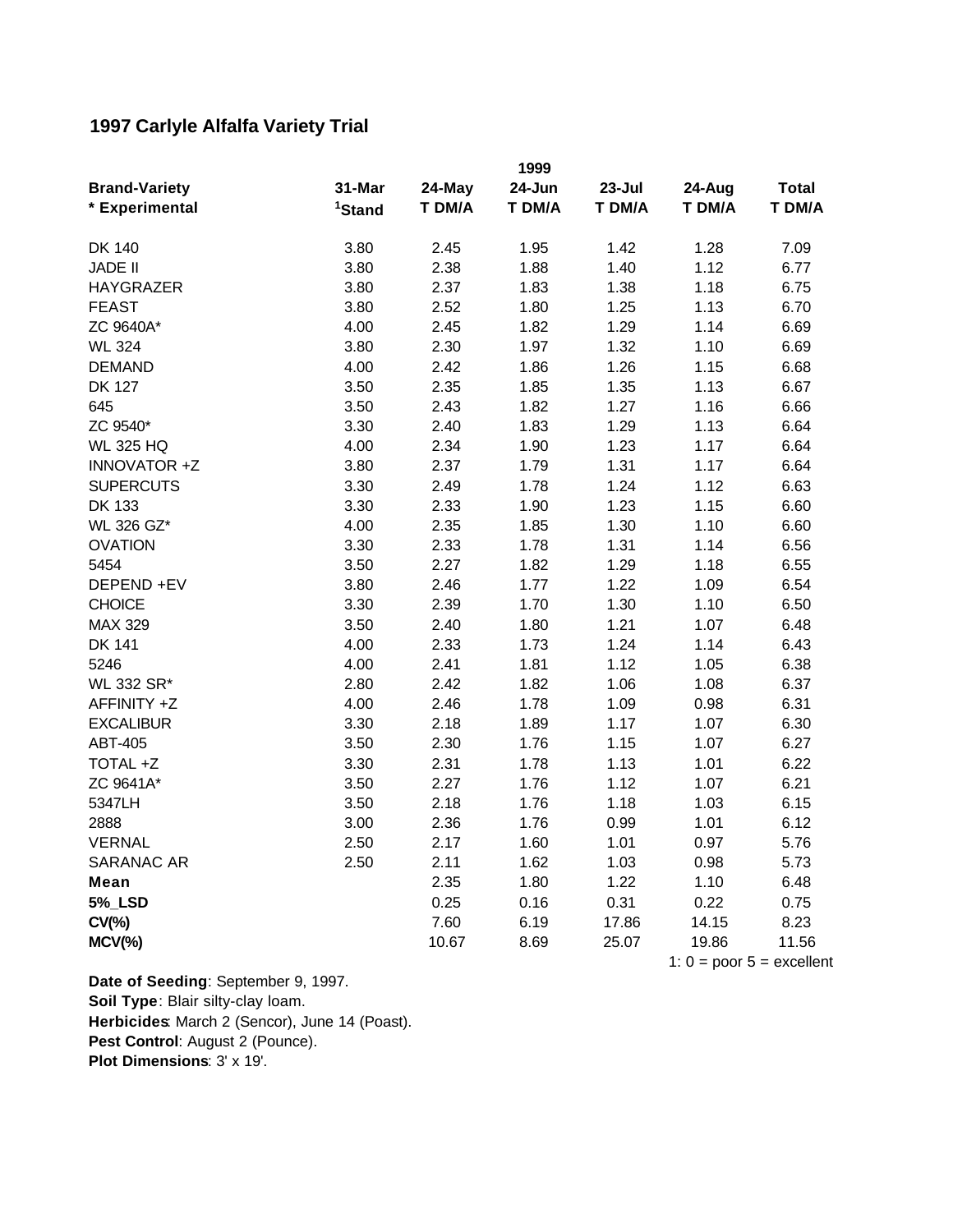## 1997 Carlyle Alfalfa Variety Trial

| Brand-Variety | 31-Mar | 24-May | 24-Jun | 23-Jul | 24-Aug | Total |
|---|---|---|---|---|---|---|
| | | | 1999 | | | |
| * Experimental | [1]Stand | T DM/A | T DM/A | T DM/A | T DM/A | T DM/A |
| DK 140 | 3.80 | 2.45 | 1.95 | 1.42 | 1.28 | 7.09 |
| JADE II | 3.80 | 2.38 | 1.88 | 1.40 | 1.12 | 6.77 |
| HAYGRAZER | 3.80 | 2.37 | 1.83 | 1.38 | 1.18 | 6.75 |
| FEAST | 3.80 | 2.52 | 1.80 | 1.25 | 1.13 | 6.70 |
| ZC 9640A* | 4.00 | 2.45 | 1.82 | 1.29 | 1.14 | 6.69 |
| WL 324 | 3.80 | 2.30 | 1.97 | 1.32 | 1.10 | 6.69 |
| DEMAND | 4.00 | 2.42 | 1.86 | 1.26 | 1.15 | 6.68 |
| DK 127 | 3.50 | 2.35 | 1.85 | 1.35 | 1.13 | 6.67 |
| 645 | 3.50 | 2.43 | 1.82 | 1.27 | 1.16 | 6.66 |
| ZC 9540* | 3.30 | 2.40 | 1.83 | 1.29 | 1.13 | 6.64 |
| WL 325 HQ | 4.00 | 2.34 | 1.90 | 1.23 | 1.17 | 6.64 |
| INNOVATOR +Z | 3.80 | 2.37 | 1.79 | 1.31 | 1.17 | 6.64 |
| SUPERCUTS | 3.30 | 2.49 | 1.78 | 1.24 | 1.12 | 6.63 |
| DK 133 | 3.30 | 2.33 | 1.90 | 1.23 | 1.15 | 6.60 |
| WL 326 GZ* | 4.00 | 2.35 | 1.85 | 1.30 | 1.10 | 6.60 |
| OVATION | 3.30 | 2.33 | 1.78 | 1.31 | 1.14 | 6.56 |
| 5454 | 3.50 | 2.27 | 1.82 | 1.29 | 1.18 | 6.55 |
| DEPEND +EV | 3.80 | 2.46 | 1.77 | 1.22 | 1.09 | 6.54 |
| CHOICE | 3.30 | 2.39 | 1.70 | 1.30 | 1.10 | 6.50 |
| MAX 329 | 3.50 | 2.40 | 1.80 | 1.21 | 1.07 | 6.48 |
| DK 141 | 4.00 | 2.33 | 1.73 | 1.24 | 1.14 | 6.43 |
| 5246 | 4.00 | 2.41 | 1.81 | 1.12 | 1.05 | 6.38 |
| WL 332 SR* | 2.80 | 2.42 | 1.82 | 1.06 | 1.08 | 6.37 |
| AFFINITY +Z | 4.00 | 2.46 | 1.78 | 1.09 | 0.98 | 6.31 |
| EXCALIBUR | 3.30 | 2.18 | 1.89 | 1.17 | 1.07 | 6.30 |
| ABT-405 | 3.50 | 2.30 | 1.76 | 1.15 | 1.07 | 6.27 |
| TOTAL +Z | 3.30 | 2.31 | 1.78 | 1.13 | 1.01 | 6.22 |
| ZC 9641A* | 3.50 | 2.27 | 1.76 | 1.12 | 1.07 | 6.21 |
| 5347LH | 3.50 | 2.18 | 1.76 | 1.18 | 1.03 | 6.15 |
| 2888 | 3.00 | 2.36 | 1.76 | 0.99 | 1.01 | 6.12 |
| VERNAL | 2.50 | 2.17 | 1.60 | 1.01 | 0.97 | 5.76 |
| SARANAC AR | 2.50 | 2.11 | 1.62 | 1.03 | 0.98 | 5.73 |
| **Mean** | | 2.35 | 1.80 | 1.22 | 1.10 | 6.48 |
| **5%_LSD** | | 0.25 | 0.16 | 0.31 | 0.22 | 0.75 |
| **CV(%)** | | 7.60 | 6.19 | 17.86 | 14.15 | 8.23 |
| **MCV(%)** | | 10.67 | 8.69 | 25.07 | 19.86 | 11.56 |

1: 0 = poor 5 = excellent

**Date of Seeding**: September 9, 1997.
**Soil Type**: Blair silty-clay loam.
**Herbicides**: March 2 (Sencor), June 14 (Poast).
**Pest Control**: August 2 (Pounce).
**Plot Dimensions**: 3' x 19'.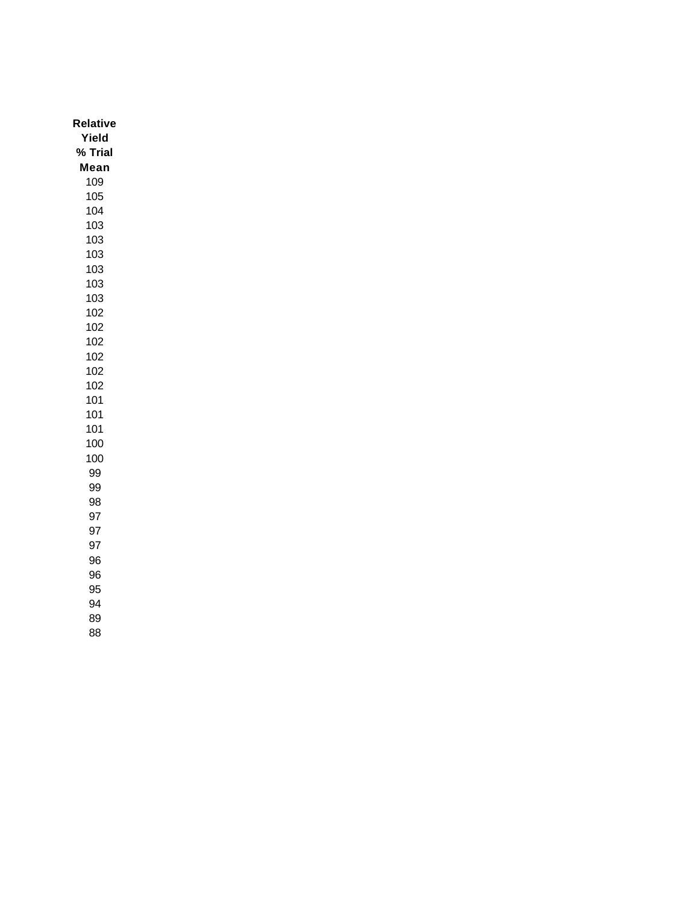| Relative Yield % Trial Mean |
|---|
| 109 |
| 105 |
| 104 |
| 103 |
| 103 |
| 103 |
| 103 |
| 103 |
| 103 |
| 102 |
| 102 |
| 102 |
| 102 |
| 102 |
| 102 |
| 101 |
| 101 |
| 101 |
| 100 |
| 100 |
| 99 |
| 99 |
| 98 |
| 97 |
| 97 |
| 97 |
| 96 |
| 96 |
| 95 |
| 94 |
| 89 |
| 88 |